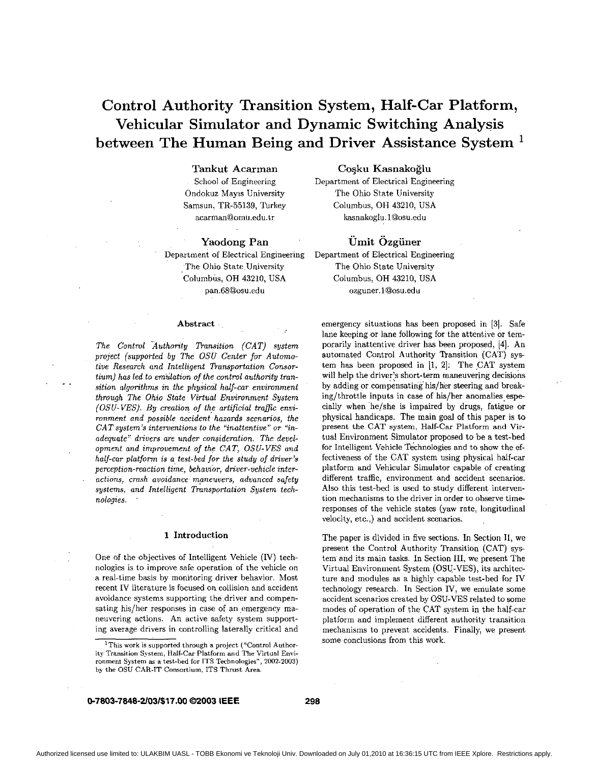# Control Authority Transition System, Half-Car Platform, Vehicular Simulator and Dynamic Switching Analysis between The Human Being and Driver Assistance System [1]

**Tankut Acarman**
School of Engineering
Ondokuz Mayıs University
Samsun, TR-55139, Turkey
acarman@omu.edu.tr

**Coşku Kasnakoğlu**
Department of Electrical Engineering
The Ohio State University
Columbus, OH 43210, USA
kasnakoglu.1@osu.edu

**Yaodong Pan**
Department of Electrical Engineering
The Ohio State University
Columbus, OH 43210, USA
pan.68@osu.edu

**Ümit Özgüner**
Department of Electrical Engineering
The Ohio State University
Columbus, OH 43210, USA
ozguner.1@osu.edu

### Abstract

*The Control Authority Transition (CAT) system project (supported by The OSU Center for Automotive Research and Intelligent Transportation Consortium) has led to emulation of the control authority transition algorithms in the physical half-car environment through The Ohio State Virtual Environment System (OSU-VES). By creation of the artificial traffic environment and possible accident hazards scenarios, the CAT system's interventions to the "inattentive" or "inadequate" drivers are under consideration. The development and improvement of the CAT, OSU-VES and half-car platform is a test-bed for the study of driver's perception-reaction time, behavior, driver-vehicle interactions, crash avoidance maneuvers, advanced safety systems, and Intelligent Transportation System technologies.*

## 1 Introduction

One of the objectives of Intelligent Vehicle (IV) technologies is to improve safe operation of the vehicle on a real-time basis by monitoring driver behavior. Most recent IV literature is focused on collision and accident avoidance systems supporting the driver and compensating his/her responses in case of an emergency maneuvering actions. An active safety system supporting average drivers in controlling laterally critical and emergency situations has been proposed in [3]. Safe lane keeping or lane following for the attentive or temporarily inattentive driver has been proposed, [4]. An automated Control Authority Transition (CAT) system has been proposed in [1, 2]: The CAT system will help the driver's short-term maneuvering decisions by adding or compensating his/her steering and breaking/throttle inputs in case of his/her anomalies especially when he/she is impaired by drugs, fatigue or physical handicaps. The main goal of this paper is to present the CAT system, Half-Car Platform and Virtual Environment Simulator proposed to be a test-bed for Intelligent Vehicle Technologies and to show the effectiveness of the CAT system using physical half-car platform and Vehicular Simulator capable of creating different traffic, environment and accident scenarios. Also this test-bed is used to study different intervention mechanisms to the driver in order to observe time-responses of the vehicle states (yaw rate, longitudinal velocity, etc.,) and accident scenarios.

The paper is divided in five sections. In Section II, we present the Control Authority Transition (CAT) system and its main tasks. In Section III, we present The Virtual Environment System (OSU-VES), its architecture and modules as a highly capable test-bed for IV technology research. In Section IV, we emulate some accident scenarios created by OSU-VES related to some modes of operation of the CAT system in the half-car platform and implement different authority transition mechanisms to prevent accidents. Finally, we present some conclusions from this work.

[1] This work is supported through a project ("Control Authority Transition System, Half-Car Platform and The Virtual Environment System as a test-bed for ITS Technologies", 2002-2003) by the OSU CAR-IT Consortium, ITS Thrust Area.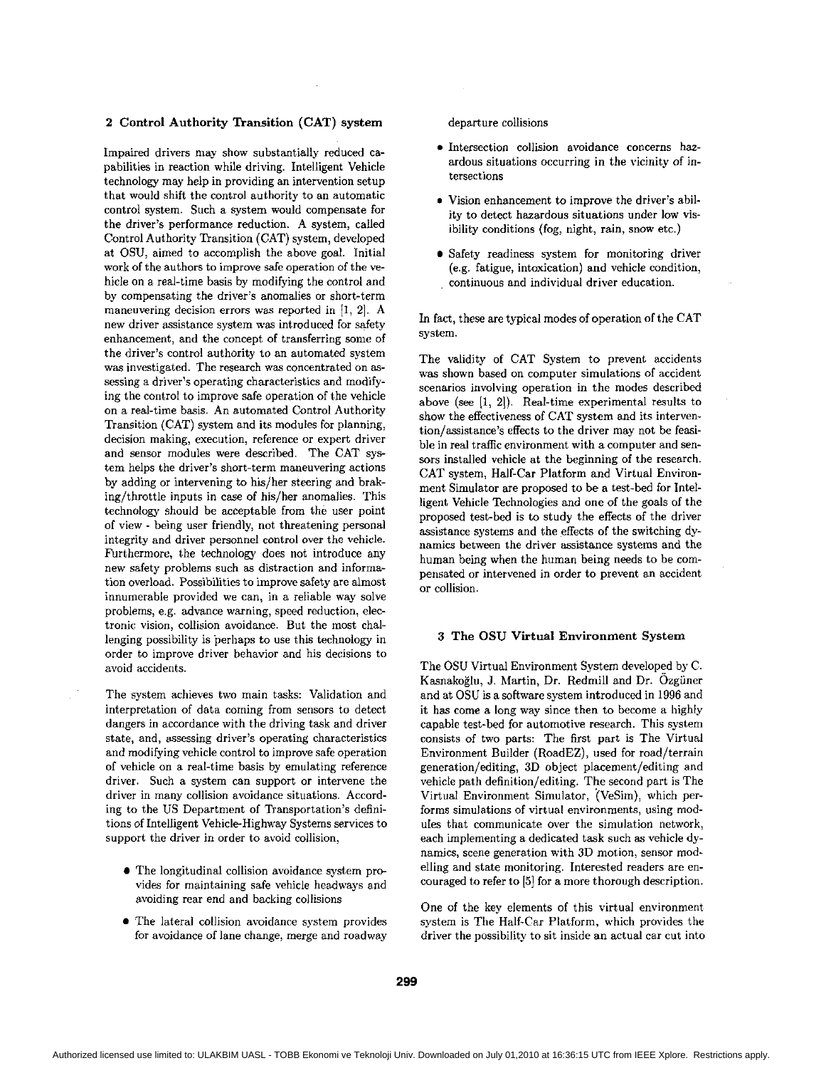## 2 Control Authority Transition (CAT) system

Impaired drivers may show substantially reduced capabilities in reaction while driving. Intelligent Vehicle technology may help in providing an intervention setup that would shift the control authority to an automatic control system. Such a system would compensate for the driver's performance reduction. A system, called Control Authority Transition (CAT) system, developed at OSU, aimed to accomplish the above goal. Initial work of the authors to improve safe operation of the vehicle on a real-time basis by modifying the control and by compensating the driver's anomalies or short-term maneuvering decision errors was reported in [1, 2]. A new driver assistance system was introduced for safety enhancement, and the concept of transferring some of the driver's control authority to an automated system was investigated. The research was concentrated on assessing a driver's operating characteristics and modifying the control to improve safe operation of the vehicle on a real-time basis. An automated Control Authority Transition (CAT) system and its modules for planning, decision making, execution, reference or expert driver and sensor modules were described. The CAT system helps the driver's short-term maneuvering actions by adding or intervening to his/her steering and braking/throttle inputs in case of his/her anomalies. This technology should be acceptable from the user point of view - being user friendly, not threatening personal integrity and driver personnel control over the vehicle. Furthermore, the technology does not introduce any new safety problems such as distraction and information overload. Possibilities to improve safety are almost innumerable provided we can, in a reliable way solve problems, e.g. advance warning, speed reduction, electronic vision, collision avoidance. But the most challenging possibility is perhaps to use this technology in order to improve driver behavior and his decisions to avoid accidents.

The system achieves two main tasks: Validation and interpretation of data coming from sensors to detect dangers in accordance with the driving task and driver state, and, assessing driver's operating characteristics and modifying vehicle control to improve safe operation of vehicle on a real-time basis by emulating reference driver. Such a system can support or intervene the driver in many collision avoidance situations. According to the US Department of Transportation's definitions of Intelligent Vehicle-Highway Systems services to support the driver in order to avoid collision,

- The longitudinal collision avoidance system provides for maintaining safe vehicle headways and avoiding rear end and backing collisions
- The lateral collision avoidance system provides for avoidance of lane change, merge and roadway departure collisions
- Intersection collision avoidance concerns hazardous situations occurring in the vicinity of intersections
- Vision enhancement to improve the driver's ability to detect hazardous situations under low visibility conditions (fog, night, rain, snow etc.)
- Safety readiness system for monitoring driver (e.g. fatigue, intoxication) and vehicle condition, continuous and individual driver education.

In fact, these are typical modes of operation of the CAT system.

The validity of CAT System to prevent accidents was shown based on computer simulations of accident scenarios involving operation in the modes described above (see [1, 2]). Real-time experimental results to show the effectiveness of CAT system and its intervention/assistance's effects to the driver may not be feasible in real traffic environment with a computer and sensors installed vehicle at the beginning of the research. CAT system, Half-Car Platform and Virtual Environment Simulator are proposed to be a test-bed for Intelligent Vehicle Technologies and one of the goals of the proposed test-bed is to study the effects of the driver assistance systems and the effects of the switching dynamics between the driver assistance systems and the human being when the human being needs to be compensated or intervened in order to prevent an accident or collision.

## 3 The OSU Virtual Environment System

The OSU Virtual Environment System developed by C. Kasnakoğlu, J. Martin, Dr. Redmill and Dr. Özgüner and at OSU is a software system introduced in 1996 and it has come a long way since then to become a highly capable test-bed for automotive research. This system consists of two parts: The first part is The Virtual Environment Builder (RoadEZ), used for road/terrain generation/editing, 3D object placement/editing and vehicle path definition/editing. The second part is The Virtual Environment Simulator, (VeSim), which performs simulations of virtual environments, using modules that communicate over the simulation network, each implementing a dedicated task such as vehicle dynamics, scene generation with 3D motion, sensor modelling and state monitoring. Interested readers are encouraged to refer to [5] for a more thorough description.

One of the key elements of this virtual environment system is The Half-Car Platform, which provides the driver the possibility to sit inside an actual car cut into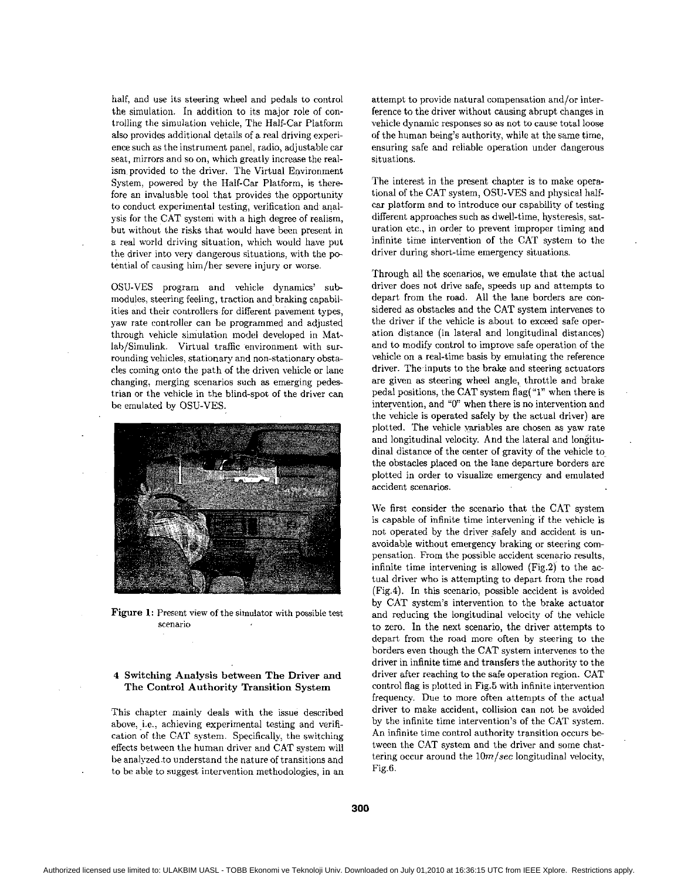half, and use its steering wheel and pedals to control the simulation. In addition to its major role of controlling the simulation vehicle, The Half-Car Platform also provides additional details of a real driving experience such as the instrument panel, radio, adjustable car seat, mirrors and so on, which greatly increase the realism provided to the driver. The Virtual Environment System, powered by the Half-Car Platform, is therefore an invaluable tool that provides the opportunity to conduct experimental testing, verification and analysis for the CAT system with a high degree of realism, but without the risks that would have been present in a real world driving situation, which would have put the driver into very dangerous situations, with the potential of causing him/her severe injury or worse.

OSU-VES program and vehicle dynamics' submodules, steering feeling, traction and braking capabilities and their controllers for different pavement types, yaw rate controller can be programmed and adjusted through vehicle simulation model developed in Matlab/Simulink. Virtual traffic environment with surrounding vehicles, stationary and non-stationary obstacles coming onto the path of the driven vehicle or lane changing, merging scenarios such as emerging pedestrian or the vehicle in the blind-spot of the driver can be emulated by OSU-VES.

**Figure 1:** Present view of the simulator with possible test scenario

## 4 Switching Analysis between The Driver and The Control Authority Transition System

This chapter mainly deals with the issue described above, i.e., achieving experimental testing and verification of the CAT system. Specifically, the switching effects between the human driver and CAT system will be analyzed to understand the nature of transitions and to be able to suggest intervention methodologies, in an attempt to provide natural compensation and/or interference to the driver without causing abrupt changes in vehicle dynamic responses so as not to cause total loose of the human being's authority, while at the same time, ensuring safe and reliable operation under dangerous situations.

The interest in the present chapter is to make operational of the CAT system, OSU-VES and physical half-car platform and to introduce our capability of testing different approaches such as dwell-time, hysteresis, saturation etc., in order to prevent improper timing and infinite time intervention of the CAT system to the driver during short-time emergency situations.

Through all the scenarios, we emulate that the actual driver does not drive safe, speeds up and attempts to depart from the road. All the lane borders are considered as obstacles and the CAT system intervenes to the driver if the vehicle is about to exceed safe operation distance (in lateral and longitudinal distances) and to modify control to improve safe operation of the vehicle on a real-time basis by emulating the reference driver. The inputs to the brake and steering actuators are given as steering wheel angle, throttle and brake pedal positions, the CAT system flag("1" when there is intervention, and "0" when there is no intervention and the vehicle is operated safely by the actual driver) are plotted. The vehicle variables are chosen as yaw rate and longitudinal velocity. And the lateral and longitudinal distance of the center of gravity of the vehicle to the obstacles placed on the lane departure borders are plotted in order to visualize emergency and emulated accident scenarios.

We first consider the scenario that the CAT system is capable of infinite time intervening if the vehicle is not operated by the driver safely and accident is unavoidable without emergency braking or steering compensation. From the possible accident scenario results, infinite time intervening is allowed (Fig.2) to the actual driver who is attempting to depart from the road (Fig.4). In this scenario, possible accident is avoided by CAT system's intervention to the brake actuator and reducing the longitudinal velocity of the vehicle to zero. In the next scenario, the driver attempts to depart from the road more often by steering to the borders even though the CAT system intervenes to the driver in infinite time and transfers the authority to the driver after reaching to the safe operation region. CAT control flag is plotted in Fig.5 with infinite intervention frequency. Due to more often attempts of the actual driver to make accident, collision can not be avoided by the infinite time intervention's of the CAT system. An infinite time control authority transition occurs between the CAT system and the driver and some chattering occur around the $10 m/sec$ longitudinal velocity, Fig.6.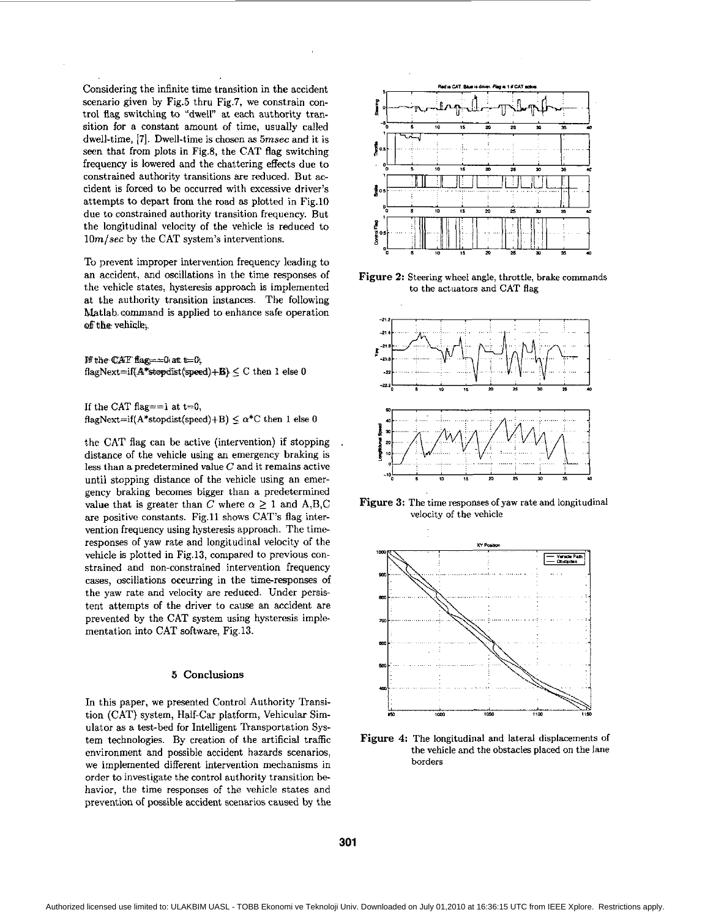Considering the infinite time transition in the accident scenario given by Fig.5 thru Fig.7, we constrain control flag switching to "dwell" at each authority transition for a constant amount of time, usually called dwell-time, [7]. Dwell-time is chosen as $5msec$ and it is seen that from plots in Fig.8, the CAT flag switching frequency is lowered and the chattering effects due to constrained authority transitions are reduced. But accident is forced to be occurred with excessive driver's attempts to depart from the road as plotted in Fig.10 due to constrained authority transition frequency. But the longitudinal velocity of the vehicle is reduced to $10m/sec$ by the CAT system's interventions.

To prevent improper intervention frequency leading to an accident, and oscillations in the time responses of the vehicle states, hysteresis approach is implemented at the authority transition instances. The following Matlab command is applied to enhance safe operation of the vehicle;

If the CAT flag==0 at t=0,
flagNext=if(A*stopdist(speed)+B) $\leq$ C then 1 else 0

If the CAT flag==1 at t=0,
flagNext=if(A*stopdist(speed)+B) $\leq \alpha$*C then 1 else 0

the CAT flag can be active (intervention) if stopping distance of the vehicle using an emergency braking is less than a predetermined value $C$ and it remains active until stopping distance of the vehicle using an emergency braking becomes bigger than a predetermined value that is greater than $C$ where $\alpha \geq 1$ and A,B,C are positive constants. Fig.11 shows CAT's flag intervention frequency using hysteresis approach. The time-responses of yaw rate and longitudinal velocity of the vehicle is plotted in Fig.13, compared to previous constrained and non-constrained intervention frequency cases, oscillations occurring in the time-responses of the yaw rate and velocity are reduced. Under persistent attempts of the driver to cause an accident are prevented by the CAT system using hysteresis implementation into CAT software, Fig.13.

## 5 Conclusions

In this paper, we presented Control Authority Transition (CAT) system, Half-Car platform, Vehicular Simulator as a test-bed for Intelligent Transportation System technologies. By creation of the artificial traffic environment and possible accident hazards scenarios, we implemented different intervention mechanisms in order to investigate the control authority transition behavior, the time responses of the vehicle states and prevention of possible accident scenarios caused by the

**Figure 2:** Steering wheel angle, throttle, brake commands to the actuators and CAT flag

**Figure 3:** The time responses of yaw rate and longitudinal velocity of the vehicle

**Figure 4:** The longitudinal and lateral displacements of the vehicle and the obstacles placed on the lane borders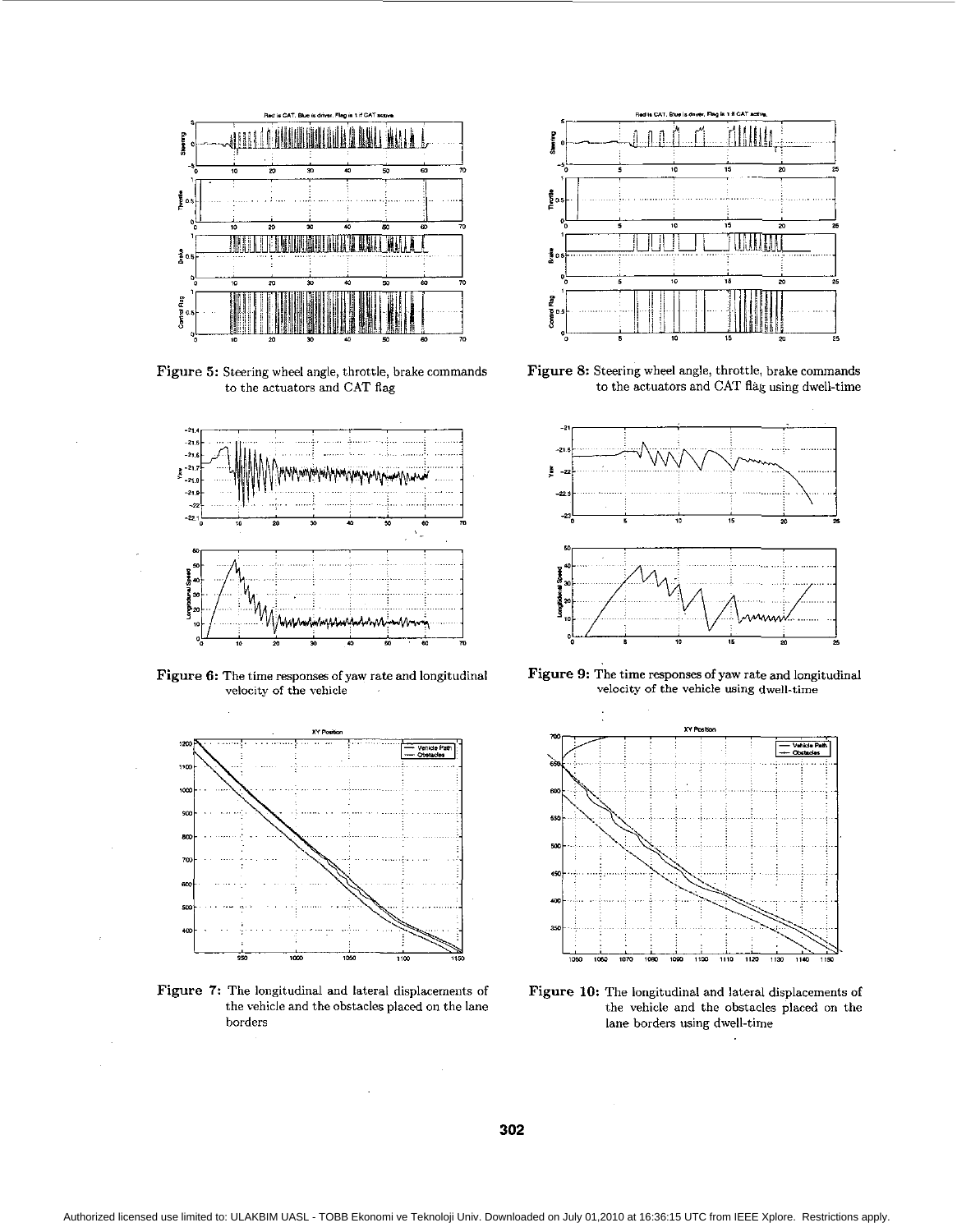Figure 5: Steering wheel angle, throttle, brake commands to the actuators and CAT flag

Figure 8: Steering wheel angle, throttle, brake commands to the actuators and CAT flag using dwell-time

Figure 6: The time responses of yaw rate and longitudinal velocity of the vehicle

Figure 9: The time responses of yaw rate and longitudinal velocity of the vehicle using dwell-time

Figure 7: The longitudinal and lateral displacements of the vehicle and the obstacles placed on the lane borders

Figure 10: The longitudinal and lateral displacements of the vehicle and the obstacles placed on the lane borders using dwell-time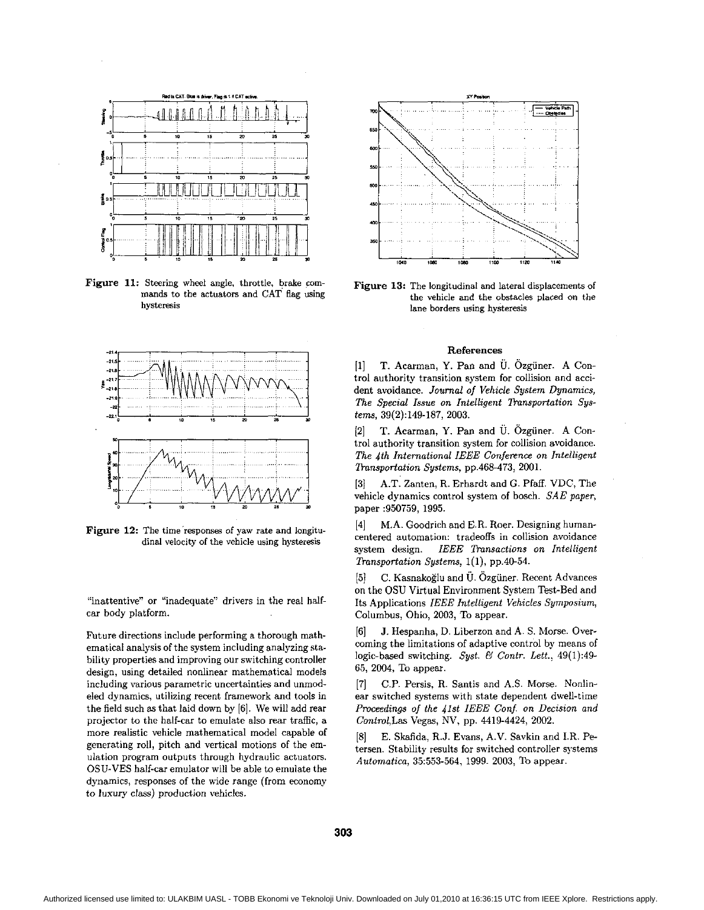Red is CAT. Blue is driver. Flag is 1 if CAT active.

Steering

Throttle

Brake

Control Flag

0 5 10 15 20 25 30

**Figure 11:** Steering wheel angle, throttle, brake commands to the actuators and CAT flag using hysteresis

Yaw

Longitudinal Speed

0 5 10 15 20 25 30

**Figure 12:** The time responses of yaw rate and longitudinal velocity of the vehicle using hysteresis

XY Position

Vehicle Path

Obstacles

1040 1060 1080 1100 1120 1140

**Figure 13:** The longitudinal and lateral displacements of the vehicle and the obstacles placed on the lane borders using hysteresis

"inattentive" or "inadequate" drivers in the real half-car body platform.

Future directions include performing a thorough mathematical analysis of the system including analyzing stability properties and improving our switching controller design, using detailed nonlinear mathematical models including various parametric uncertainties and unmodeled dynamics, utilizing recent framework and tools in the field such as that laid down by [6]. We will add rear projector to the half-car to emulate also rear traffic, a more realistic vehicle mathematical model capable of generating roll, pitch and vertical motions of the emulation program outputs through hydraulic actuators. OSU-VES half-car emulator will be able to emulate the dynamics, responses of the wide range (from economy to luxury class) production vehicles.

## References

[1] T. Acarman, Y. Pan and Ü. Özgüner. A Control authority transition system for collision and accident avoidance. *Journal of Vehicle System Dynamics, The Special Issue on Intelligent Transportation Systems*, 39(2):149-187, 2003.

[2] T. Acarman, Y. Pan and Ü. Özgüner. A Control authority transition system for collision avoidance. *The 4th International IEEE Conference on Intelligent Transportation Systems*, pp.468-473, 2001.

[3] A.T. Zanten, R. Erhardt and G. Pfaff. VDC, The vehicle dynamics control system of bosch. *SAE paper*, paper :950759, 1995.

[4] M.A. Goodrich and E.R. Roer. Designing human-centered automation: tradeoffs in collision avoidance system design. *IEEE Transactions on Intelligent Transportation Systems*, 1(1), pp.40-54.

[5] C. Kasnakoğlu and Ü. Özgüner. Recent Advances on the OSU Virtual Environment System Test-Bed and Its Applications *IEEE Intelligent Vehicles Symposium*, Columbus, Ohio, 2003, To appear.

[6] J. Hespanha, D. Liberzon and A. S. Morse. Overcoming the limitations of adaptive control by means of logic-based switching. *Syst. & Contr. Lett.*, 49(1):49-65, 2004, To appear.

[7] C.P. Persis, R. Santis and A.S. Morse. Nonlinear switched systems with state dependent dwell-time *Proceedings of the 41st IEEE Conf. on Decision and Control*,Las Vegas, NV, pp. 4419-4424, 2002.

[8] E. Skafida, R.J. Evans, A.V. Savkin and I.R. Petersen. Stability results for switched controller systems *Automatica*, 35:553-564, 1999. 2003, To appear.